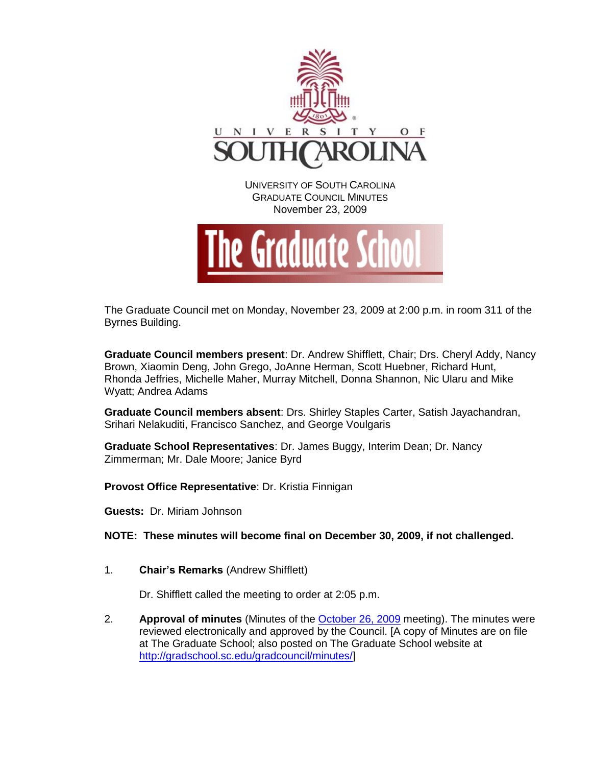UNIVERSITY OF SOUTH CAROLINA
GRADUATE COUNCIL MINUTES
November 23, 2009

The Graduate School

The Graduate Council met on Monday, November 23, 2009 at 2:00 p.m. in room 311 of the Byrnes Building.

**Graduate Council members present**: Dr. Andrew Shifflett, Chair; Drs. Cheryl Addy, Nancy Brown, Xiaomin Deng, John Grego, JoAnne Herman, Scott Huebner, Richard Hunt, Rhonda Jeffries, Michelle Maher, Murray Mitchell, Donna Shannon, Nic Ularu and Mike Wyatt; Andrea Adams

**Graduate Council members absent**: Drs. Shirley Staples Carter, Satish Jayachandran, Srihari Nelakuditi, Francisco Sanchez, and George Voulgaris

**Graduate School Representatives**: Dr. James Buggy, Interim Dean; Dr. Nancy Zimmerman; Mr. Dale Moore; Janice Byrd

**Provost Office Representative**: Dr. Kristia Finnigan

**Guests:** Dr. Miriam Johnson

**NOTE: These minutes will become final on December 30, 2009, if not challenged.**

1. **Chair's Remarks** (Andrew Shifflett)

   Dr. Shifflett called the meeting to order at 2:05 p.m.

2. **Approval of minutes** (Minutes of the October 26, 2009 meeting). The minutes were reviewed electronically and approved by the Council. [A copy of Minutes are on file at The Graduate School; also posted on The Graduate School website at http://gradschool.sc.edu/gradcouncil/minutes/]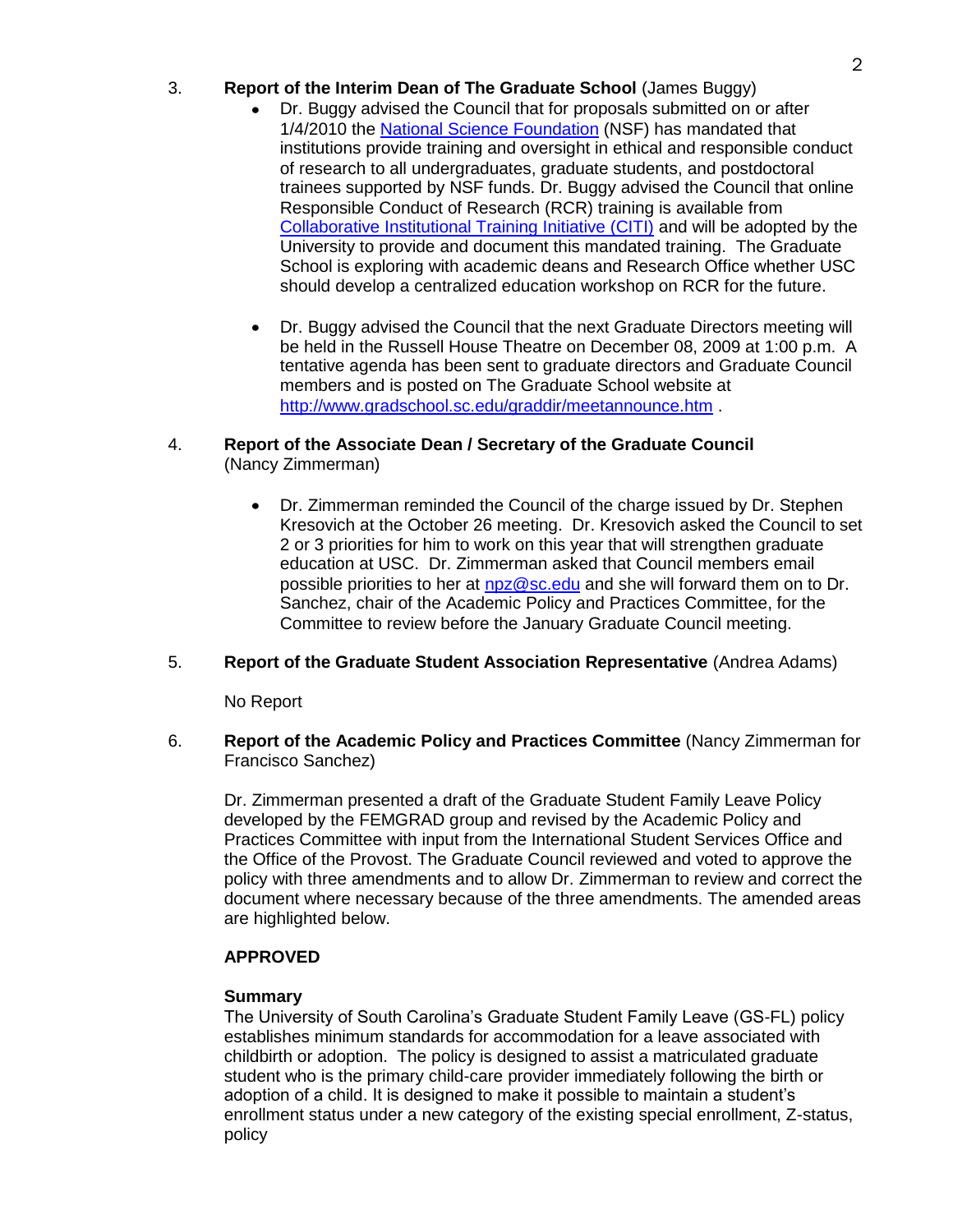3. **Report of the Interim Dean of The Graduate School** (James Buggy)

   - Dr. Buggy advised the Council that for proposals submitted on or after 1/4/2010 the National Science Foundation (NSF) has mandated that institutions provide training and oversight in ethical and responsible conduct of research to all undergraduates, graduate students, and postdoctoral trainees supported by NSF funds. Dr. Buggy advised the Council that online Responsible Conduct of Research (RCR) training is available from Collaborative Institutional Training Initiative (CITI) and will be adopted by the University to provide and document this mandated training. The Graduate School is exploring with academic deans and Research Office whether USC should develop a centralized education workshop on RCR for the future.

   - Dr. Buggy advised the Council that the next Graduate Directors meeting will be held in the Russell House Theatre on December 08, 2009 at 1:00 p.m. A tentative agenda has been sent to graduate directors and Graduate Council members and is posted on The Graduate School website at http://www.gradschool.sc.edu/graddir/meetannounce.htm .

4. **Report of the Associate Dean / Secretary of the Graduate Council** (Nancy Zimmerman)

   - Dr. Zimmerman reminded the Council of the charge issued by Dr. Stephen Kresovich at the October 26 meeting. Dr. Kresovich asked the Council to set 2 or 3 priorities for him to work on this year that will strengthen graduate education at USC. Dr. Zimmerman asked that Council members email possible priorities to her at npz@sc.edu and she will forward them on to Dr. Sanchez, chair of the Academic Policy and Practices Committee, for the Committee to review before the January Graduate Council meeting.

5. **Report of the Graduate Student Association Representative** (Andrea Adams)

   No Report

6. **Report of the Academic Policy and Practices Committee** (Nancy Zimmerman for Francisco Sanchez)

   Dr. Zimmerman presented a draft of the Graduate Student Family Leave Policy developed by the FEMGRAD group and revised by the Academic Policy and Practices Committee with input from the International Student Services Office and the Office of the Provost. The Graduate Council reviewed and voted to approve the policy with three amendments and to allow Dr. Zimmerman to review and correct the document where necessary because of the three amendments. The amended areas are highlighted below.

   **APPROVED**

   **Summary**

   The University of South Carolina's Graduate Student Family Leave (GS-FL) policy establishes minimum standards for accommodation for a leave associated with childbirth or adoption. The policy is designed to assist a matriculated graduate student who is the primary child-care provider immediately following the birth or adoption of a child. It is designed to make it possible to maintain a student's enrollment status under a new category of the existing special enrollment, Z-status, policy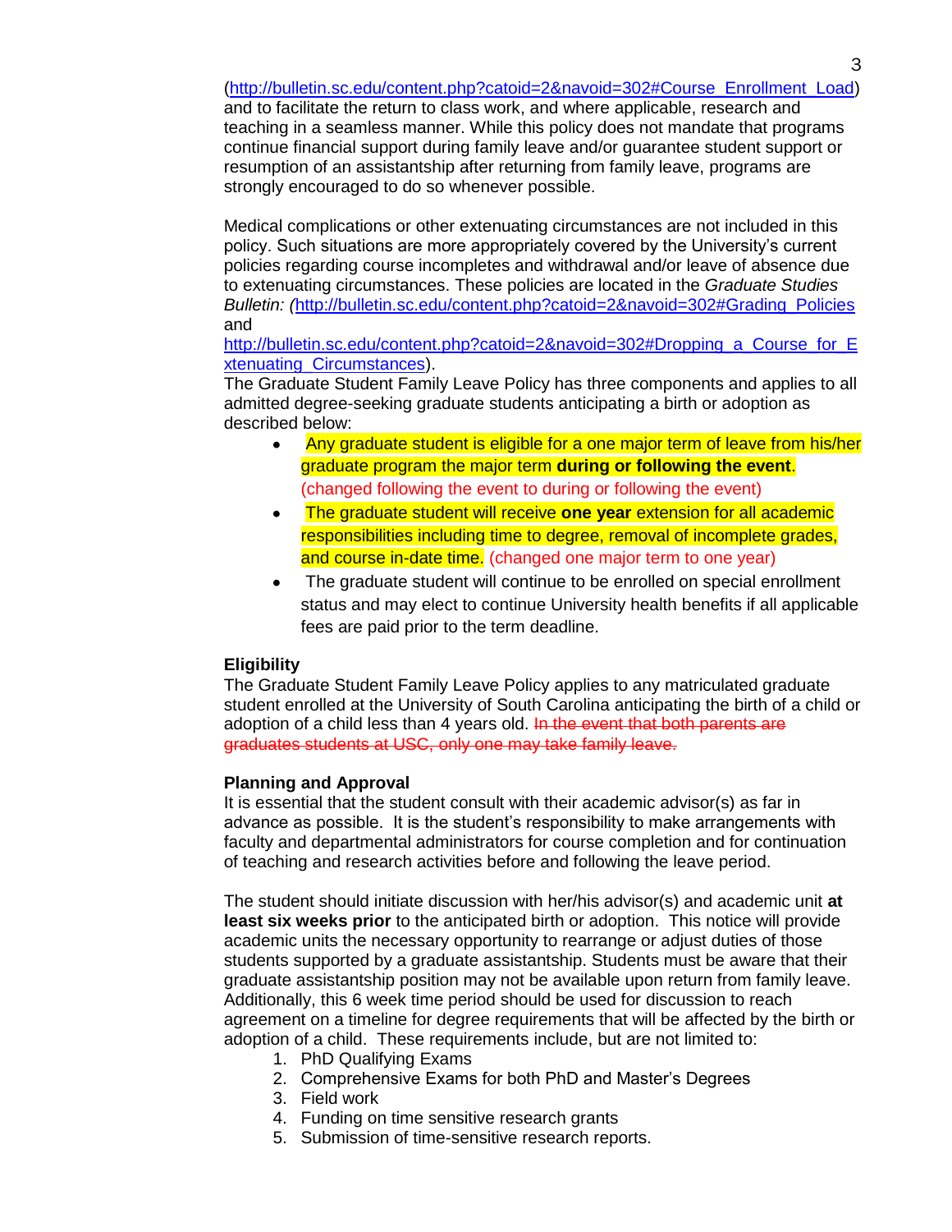(http://bulletin.sc.edu/content.php?catoid=2&navoid=302#Course_Enrollment_Load) and to facilitate the return to class work, and where applicable, research and teaching in a seamless manner. While this policy does not mandate that programs continue financial support during family leave and/or guarantee student support or resumption of an assistantship after returning from family leave, programs are strongly encouraged to do so whenever possible.

Medical complications or other extenuating circumstances are not included in this policy. Such situations are more appropriately covered by the University's current policies regarding course incompletes and withdrawal and/or leave of absence due to extenuating circumstances. These policies are located in the *Graduate Studies Bulletin: (*http://bulletin.sc.edu/content.php?catoid=2&navoid=302#Grading_Policies and http://bulletin.sc.edu/content.php?catoid=2&navoid=302#Dropping_a_Course_for_Extenuating_Circumstances).

The Graduate Student Family Leave Policy has three components and applies to all admitted degree-seeking graduate students anticipating a birth or adoption as described below:

- Any graduate student is eligible for a one major term of leave from his/her graduate program the major term **during or following the event**. (changed following the event to during or following the event)
- The graduate student will receive **one year** extension for all academic responsibilities including time to degree, removal of incomplete grades, and course in-date time. (changed one major term to one year)
- The graduate student will continue to be enrolled on special enrollment status and may elect to continue University health benefits if all applicable fees are paid prior to the term deadline.

**Eligibility**

The Graduate Student Family Leave Policy applies to any matriculated graduate student enrolled at the University of South Carolina anticipating the birth of a child or adoption of a child less than 4 years old. ~~In the event that both parents are graduates students at USC, only one may take family leave.~~

**Planning and Approval**

It is essential that the student consult with their academic advisor(s) as far in advance as possible. It is the student's responsibility to make arrangements with faculty and departmental administrators for course completion and for continuation of teaching and research activities before and following the leave period.

The student should initiate discussion with her/his advisor(s) and academic unit **at least six weeks prior** to the anticipated birth or adoption. This notice will provide academic units the necessary opportunity to rearrange or adjust duties of those students supported by a graduate assistantship. Students must be aware that their graduate assistantship position may not be available upon return from family leave. Additionally, this 6 week time period should be used for discussion to reach agreement on a timeline for degree requirements that will be affected by the birth or adoption of a child. These requirements include, but are not limited to:

1. PhD Qualifying Exams
2. Comprehensive Exams for both PhD and Master's Degrees
3. Field work
4. Funding on time sensitive research grants
5. Submission of time-sensitive research reports.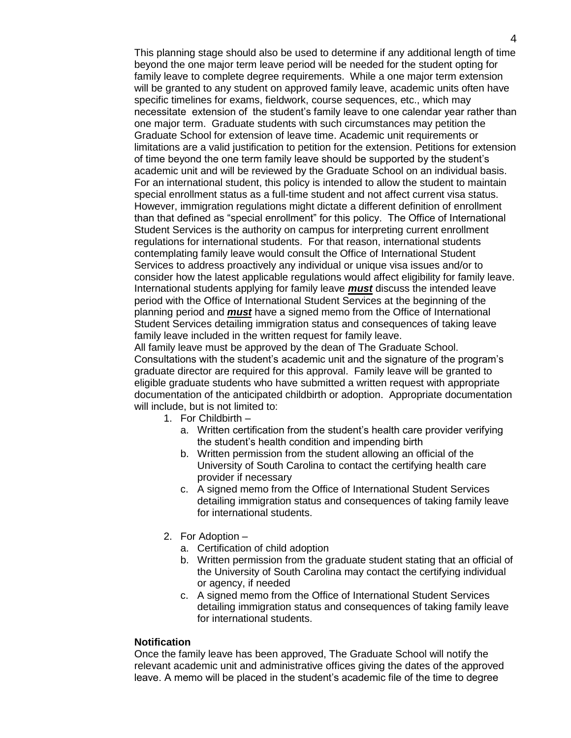This planning stage should also be used to determine if any additional length of time beyond the one major term leave period will be needed for the student opting for family leave to complete degree requirements. While a one major term extension will be granted to any student on approved family leave, academic units often have specific timelines for exams, fieldwork, course sequences, etc., which may necessitate extension of the student's family leave to one calendar year rather than one major term. Graduate students with such circumstances may petition the Graduate School for extension of leave time. Academic unit requirements or limitations are a valid justification to petition for the extension. Petitions for extension of time beyond the one term family leave should be supported by the student's academic unit and will be reviewed by the Graduate School on an individual basis. For an international student, this policy is intended to allow the student to maintain special enrollment status as a full-time student and not affect current visa status. However, immigration regulations might dictate a different definition of enrollment than that defined as "special enrollment" for this policy. The Office of International Student Services is the authority on campus for interpreting current enrollment regulations for international students. For that reason, international students contemplating family leave would consult the Office of International Student Services to address proactively any individual or unique visa issues and/or to consider how the latest applicable regulations would affect eligibility for family leave. International students applying for family leave ***must*** discuss the intended leave period with the Office of International Student Services at the beginning of the planning period and ***must*** have a signed memo from the Office of International Student Services detailing immigration status and consequences of taking leave family leave included in the written request for family leave.

All family leave must be approved by the dean of The Graduate School. Consultations with the student's academic unit and the signature of the program's graduate director are required for this approval. Family leave will be granted to eligible graduate students who have submitted a written request with appropriate documentation of the anticipated childbirth or adoption. Appropriate documentation will include, but is not limited to:

1. For Childbirth –
   a. Written certification from the student's health care provider verifying the student's health condition and impending birth
   b. Written permission from the student allowing an official of the University of South Carolina to contact the certifying health care provider if necessary
   c. A signed memo from the Office of International Student Services detailing immigration status and consequences of taking family leave for international students.

2. For Adoption –
   a. Certification of child adoption
   b. Written permission from the graduate student stating that an official of the University of South Carolina may contact the certifying individual or agency, if needed
   c. A signed memo from the Office of International Student Services detailing immigration status and consequences of taking family leave for international students.

**Notification**

Once the family leave has been approved, The Graduate School will notify the relevant academic unit and administrative offices giving the dates of the approved leave. A memo will be placed in the student's academic file of the time to degree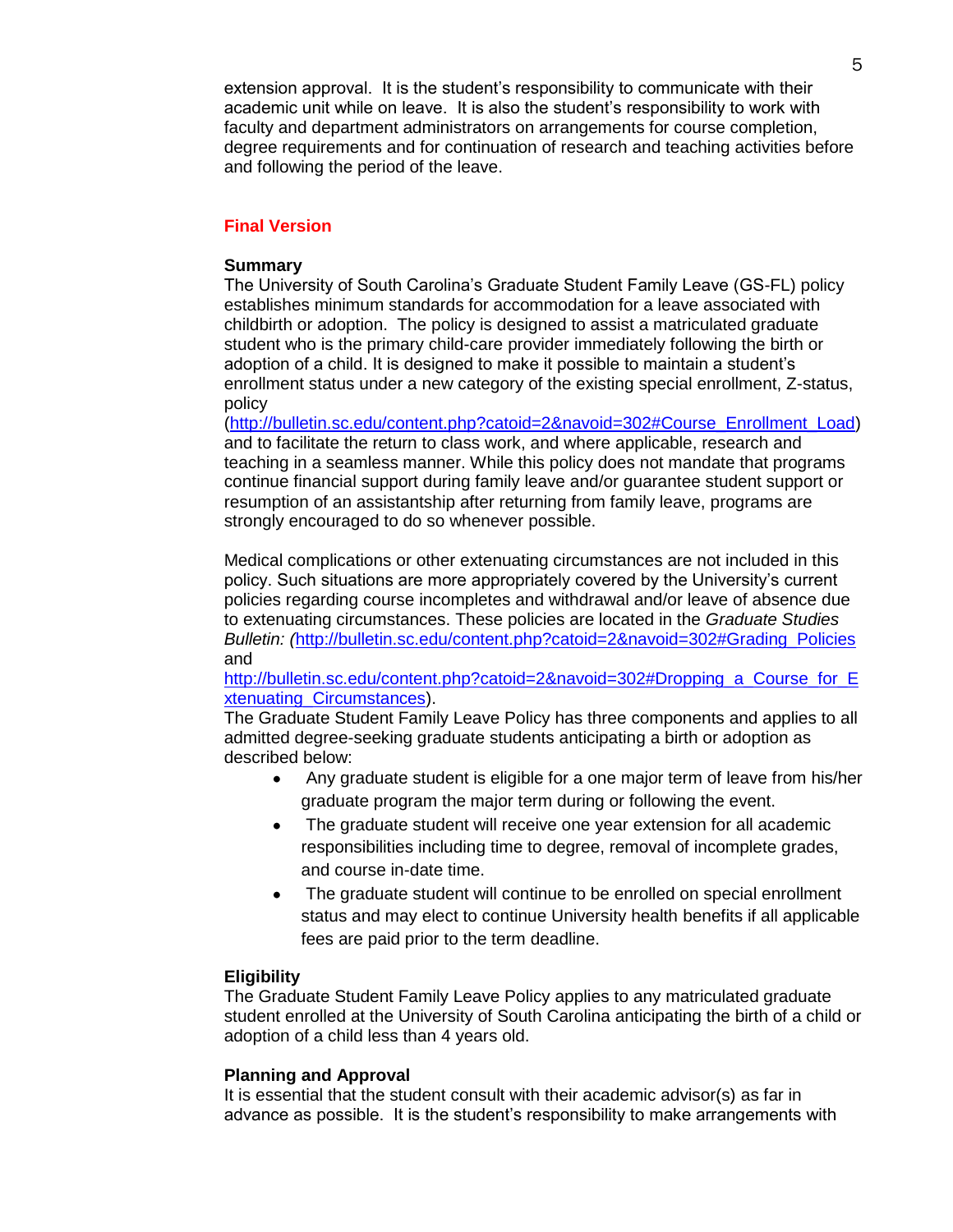extension approval. It is the student's responsibility to communicate with their academic unit while on leave. It is also the student's responsibility to work with faculty and department administrators on arrangements for course completion, degree requirements and for continuation of research and teaching activities before and following the period of the leave.

## Final Version

**Summary**

The University of South Carolina's Graduate Student Family Leave (GS-FL) policy establishes minimum standards for accommodation for a leave associated with childbirth or adoption. The policy is designed to assist a matriculated graduate student who is the primary child-care provider immediately following the birth or adoption of a child. It is designed to make it possible to maintain a student's enrollment status under a new category of the existing special enrollment, Z-status, policy (http://bulletin.sc.edu/content.php?catoid=2&navoid=302#Course_Enrollment_Load) and to facilitate the return to class work, and where applicable, research and teaching in a seamless manner. While this policy does not mandate that programs continue financial support during family leave and/or guarantee student support or resumption of an assistantship after returning from family leave, programs are strongly encouraged to do so whenever possible.

Medical complications or other extenuating circumstances are not included in this policy. Such situations are more appropriately covered by the University's current policies regarding course incompletes and withdrawal and/or leave of absence due to extenuating circumstances. These policies are located in the *Graduate Studies Bulletin: (*http://bulletin.sc.edu/content.php?catoid=2&navoid=302#Grading_Policies and http://bulletin.sc.edu/content.php?catoid=2&navoid=302#Dropping_a_Course_for_Extenuating_Circumstances).

The Graduate Student Family Leave Policy has three components and applies to all admitted degree-seeking graduate students anticipating a birth or adoption as described below:

- Any graduate student is eligible for a one major term of leave from his/her graduate program the major term during or following the event.
- The graduate student will receive one year extension for all academic responsibilities including time to degree, removal of incomplete grades, and course in-date time.
- The graduate student will continue to be enrolled on special enrollment status and may elect to continue University health benefits if all applicable fees are paid prior to the term deadline.

**Eligibility**

The Graduate Student Family Leave Policy applies to any matriculated graduate student enrolled at the University of South Carolina anticipating the birth of a child or adoption of a child less than 4 years old.

**Planning and Approval**

It is essential that the student consult with their academic advisor(s) as far in advance as possible. It is the student's responsibility to make arrangements with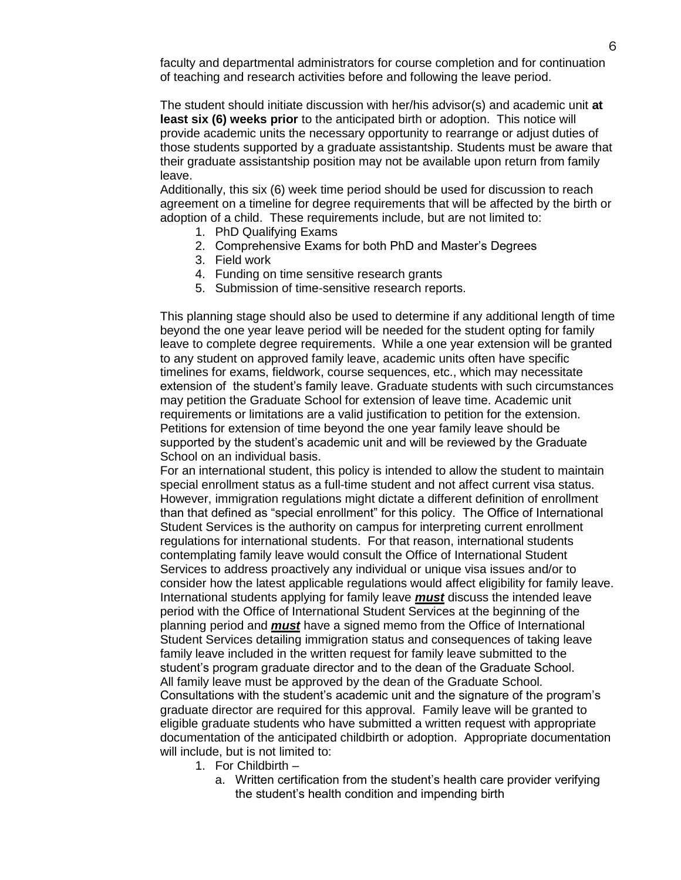faculty and departmental administrators for course completion and for continuation of teaching and research activities before and following the leave period.

The student should initiate discussion with her/his advisor(s) and academic unit **at least six (6) weeks prior** to the anticipated birth or adoption. This notice will provide academic units the necessary opportunity to rearrange or adjust duties of those students supported by a graduate assistantship. Students must be aware that their graduate assistantship position may not be available upon return from family leave.

Additionally, this six (6) week time period should be used for discussion to reach agreement on a timeline for degree requirements that will be affected by the birth or adoption of a child. These requirements include, but are not limited to:

1. PhD Qualifying Exams
2. Comprehensive Exams for both PhD and Master's Degrees
3. Field work
4. Funding on time sensitive research grants
5. Submission of time-sensitive research reports.

This planning stage should also be used to determine if any additional length of time beyond the one year leave period will be needed for the student opting for family leave to complete degree requirements. While a one year extension will be granted to any student on approved family leave, academic units often have specific timelines for exams, fieldwork, course sequences, etc., which may necessitate extension of the student's family leave. Graduate students with such circumstances may petition the Graduate School for extension of leave time. Academic unit requirements or limitations are a valid justification to petition for the extension. Petitions for extension of time beyond the one year family leave should be supported by the student's academic unit and will be reviewed by the Graduate School on an individual basis.

For an international student, this policy is intended to allow the student to maintain special enrollment status as a full-time student and not affect current visa status. However, immigration regulations might dictate a different definition of enrollment than that defined as "special enrollment" for this policy. The Office of International Student Services is the authority on campus for interpreting current enrollment regulations for international students. For that reason, international students contemplating family leave would consult the Office of International Student Services to address proactively any individual or unique visa issues and/or to consider how the latest applicable regulations would affect eligibility for family leave. International students applying for family leave ***must*** discuss the intended leave period with the Office of International Student Services at the beginning of the planning period and ***must*** have a signed memo from the Office of International Student Services detailing immigration status and consequences of taking leave family leave included in the written request for family leave submitted to the student's program graduate director and to the dean of the Graduate School.

All family leave must be approved by the dean of the Graduate School. Consultations with the student's academic unit and the signature of the program's graduate director are required for this approval. Family leave will be granted to eligible graduate students who have submitted a written request with appropriate documentation of the anticipated childbirth or adoption. Appropriate documentation will include, but is not limited to:

1. For Childbirth –
   a. Written certification from the student's health care provider verifying the student's health condition and impending birth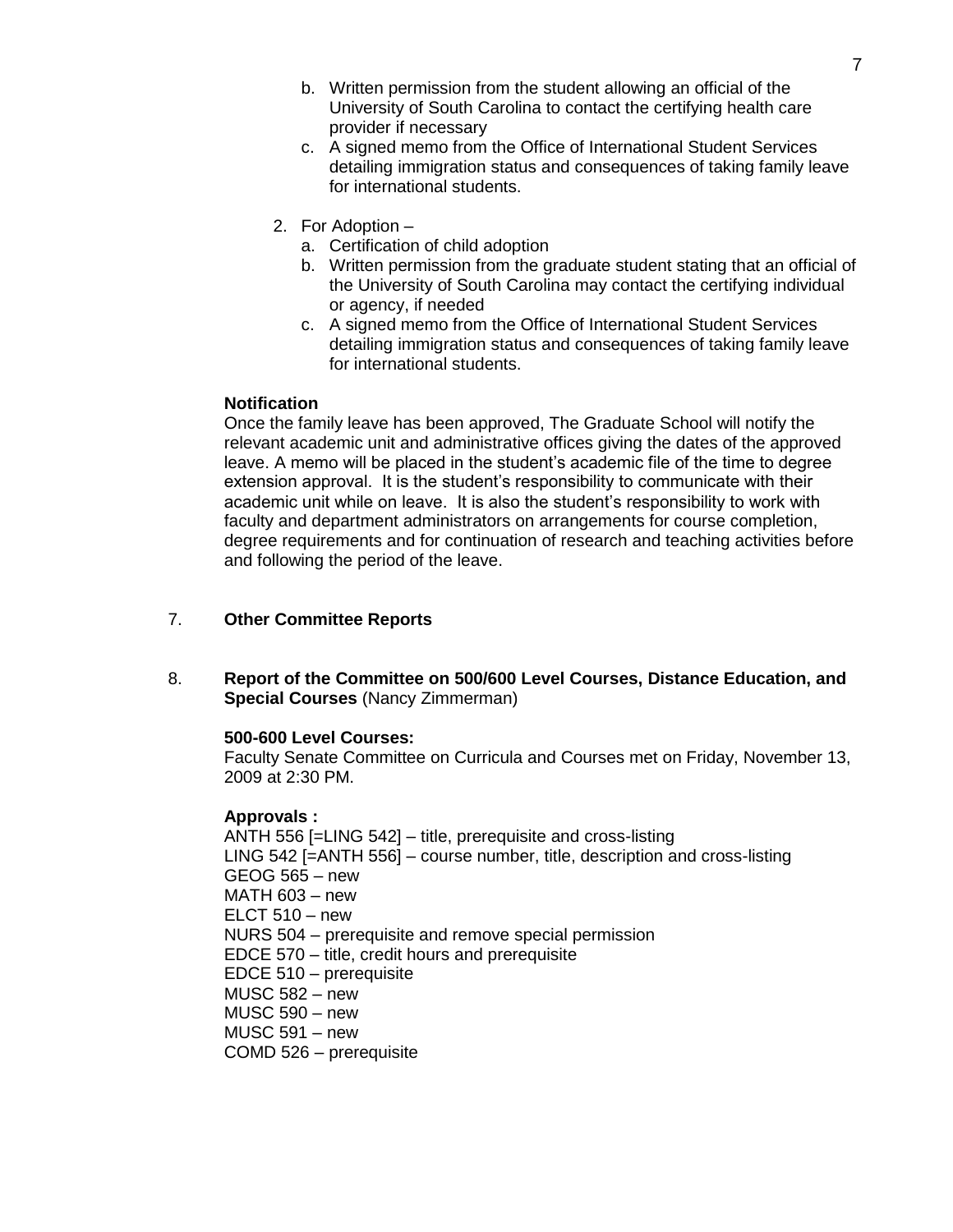b. Written permission from the student allowing an official of the University of South Carolina to contact the certifying health care provider if necessary
   c. A signed memo from the Office of International Student Services detailing immigration status and consequences of taking family leave for international students.

2. For Adoption –
   a. Certification of child adoption
   b. Written permission from the graduate student stating that an official of the University of South Carolina may contact the certifying individual or agency, if needed
   c. A signed memo from the Office of International Student Services detailing immigration status and consequences of taking family leave for international students.

**Notification**

Once the family leave has been approved, The Graduate School will notify the relevant academic unit and administrative offices giving the dates of the approved leave. A memo will be placed in the student's academic file of the time to degree extension approval. It is the student's responsibility to communicate with their academic unit while on leave. It is also the student's responsibility to work with faculty and department administrators on arrangements for course completion, degree requirements and for continuation of research and teaching activities before and following the period of the leave.

7. **Other Committee Reports**

8. **Report of the Committee on 500/600 Level Courses, Distance Education, and Special Courses** (Nancy Zimmerman)

**500-600 Level Courses:**

Faculty Senate Committee on Curricula and Courses met on Friday, November 13, 2009 at 2:30 PM.

**Approvals :**

ANTH 556 [=LING 542] – title, prerequisite and cross-listing
LING 542 [=ANTH 556] – course number, title, description and cross-listing
GEOG 565 – new
MATH 603 – new
ELCT 510 – new
NURS 504 – prerequisite and remove special permission
EDCE 570 – title, credit hours and prerequisite
EDCE 510 – prerequisite
MUSC 582 – new
MUSC 590 – new
MUSC 591 – new
COMD 526 – prerequisite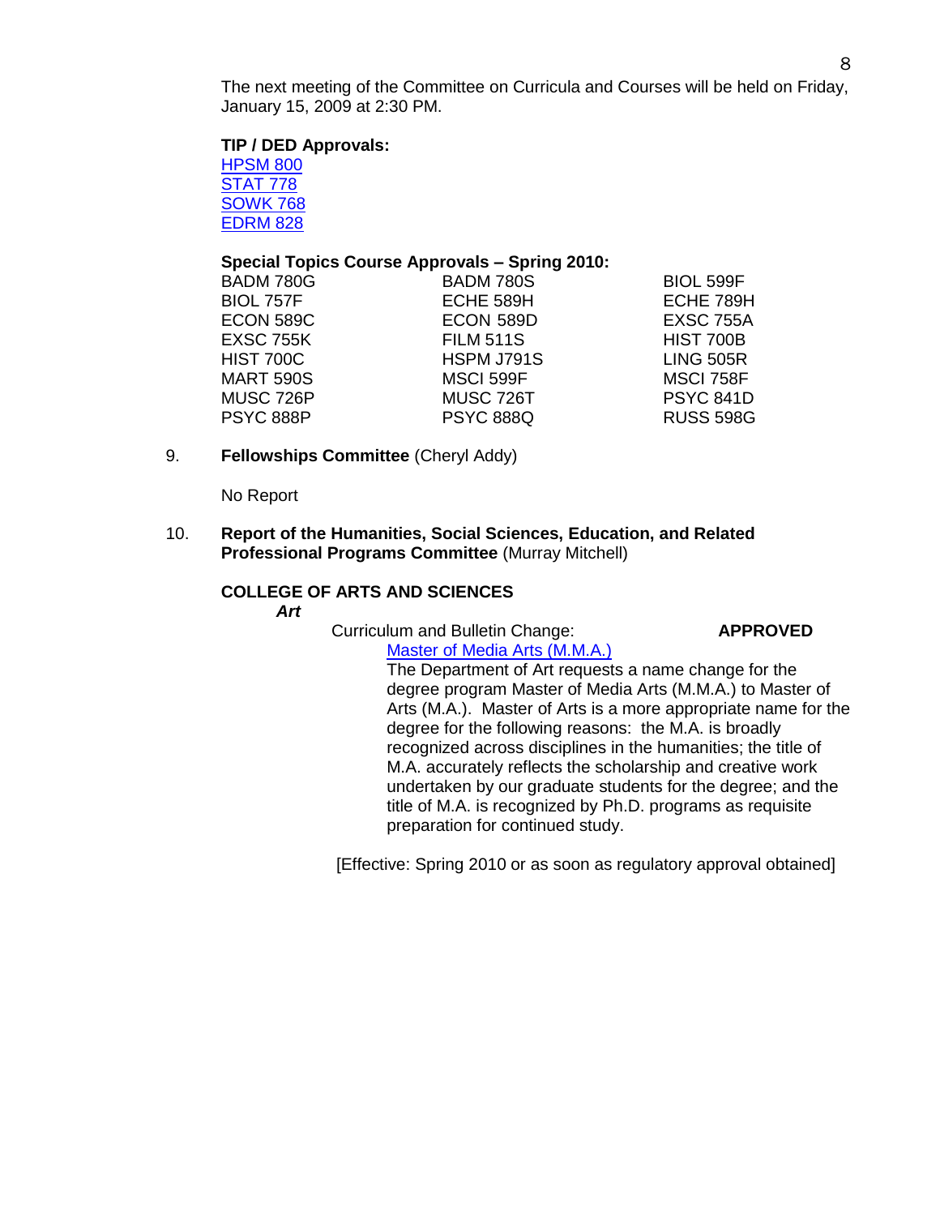The next meeting of the Committee on Curricula and Courses will be held on Friday, January 15, 2009 at 2:30 PM.

**TIP / DED Approvals:**
HPSM 800
STAT 778
SOWK 768
EDRM 828

**Special Topics Course Approvals – Spring 2010:**

| | | |
|---|---|---|
| BADM 780G | BADM 780S | BIOL 599F |
| BIOL 757F | ECHE 589H | ECHE 789H |
| ECON 589C | ECON 589D | EXSC 755A |
| EXSC 755K | FILM 511S | HIST 700B |
| HIST 700C | HSPM J791S | LING 505R |
| MART 590S | MSCI 599F | MSCI 758F |
| MUSC 726P | MUSC 726T | PSYC 841D |
| PSYC 888P | PSYC 888Q | RUSS 598G |

9. **Fellowships Committee** (Cheryl Addy)

   No Report

10. **Report of the Humanities, Social Sciences, Education, and Related Professional Programs Committee** (Murray Mitchell)

**COLLEGE OF ARTS AND SCIENCES**

***Art***

Curriculum and Bulletin Change: **APPROVED**

Master of Media Arts (M.M.A.)

The Department of Art requests a name change for the degree program Master of Media Arts (M.M.A.) to Master of Arts (M.A.). Master of Arts is a more appropriate name for the degree for the following reasons: the M.A. is broadly recognized across disciplines in the humanities; the title of M.A. accurately reflects the scholarship and creative work undertaken by our graduate students for the degree; and the title of M.A. is recognized by Ph.D. programs as requisite preparation for continued study.

[Effective: Spring 2010 or as soon as regulatory approval obtained]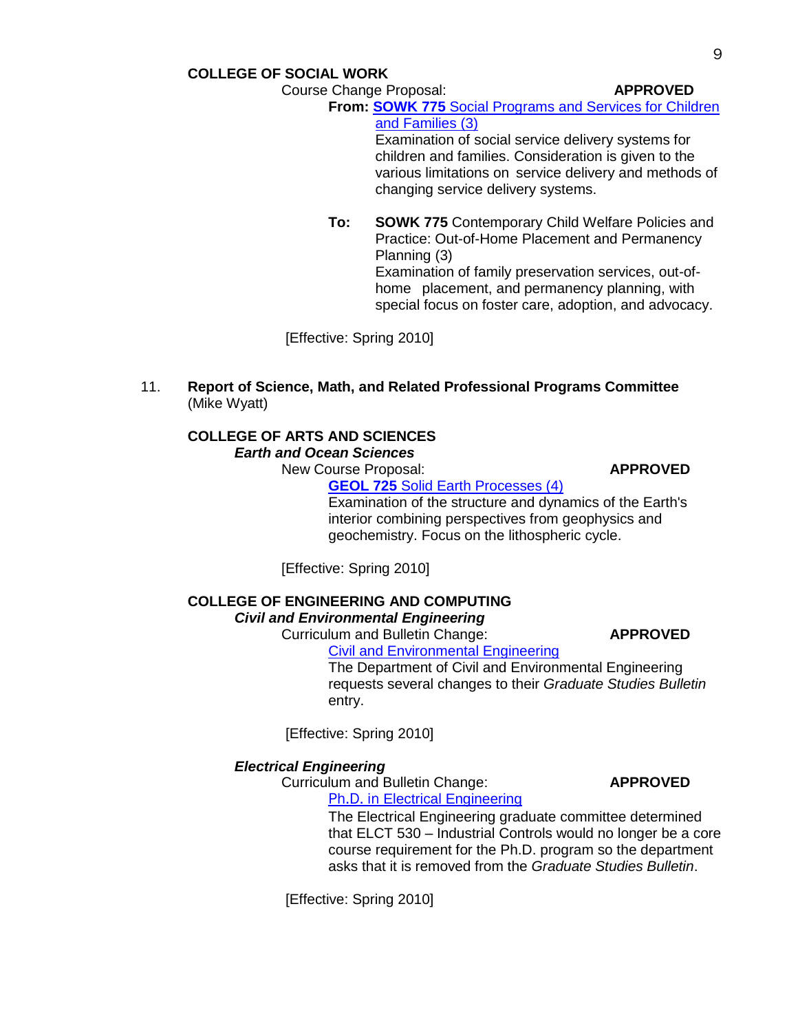**COLLEGE OF SOCIAL WORK**

Course Change Proposal: **APPROVED**

**From: SOWK 775** Social Programs and Services for Children and Families (3)

Examination of social service delivery systems for children and families. Consideration is given to the various limitations on service delivery and methods of changing service delivery systems.

**To: SOWK 775** Contemporary Child Welfare Policies and Practice: Out-of-Home Placement and Permanency Planning (3)

Examination of family preservation services, out-of-home placement, and permanency planning, with special focus on foster care, adoption, and advocacy.

[Effective: Spring 2010]

11. **Report of Science, Math, and Related Professional Programs Committee** (Mike Wyatt)

**COLLEGE OF ARTS AND SCIENCES**

***Earth and Ocean Sciences***

New Course Proposal: **APPROVED**

**GEOL 725** Solid Earth Processes (4)

Examination of the structure and dynamics of the Earth's interior combining perspectives from geophysics and geochemistry. Focus on the lithospheric cycle.

[Effective: Spring 2010]

**COLLEGE OF ENGINEERING AND COMPUTING**

***Civil and Environmental Engineering***

Curriculum and Bulletin Change: **APPROVED**

Civil and Environmental Engineering

The Department of Civil and Environmental Engineering requests several changes to their *Graduate Studies Bulletin* entry.

[Effective: Spring 2010]

***Electrical Engineering***

Curriculum and Bulletin Change: **APPROVED**

Ph.D. in Electrical Engineering

The Electrical Engineering graduate committee determined that ELCT 530 – Industrial Controls would no longer be a core course requirement for the Ph.D. program so the department asks that it is removed from the *Graduate Studies Bulletin*.

[Effective: Spring 2010]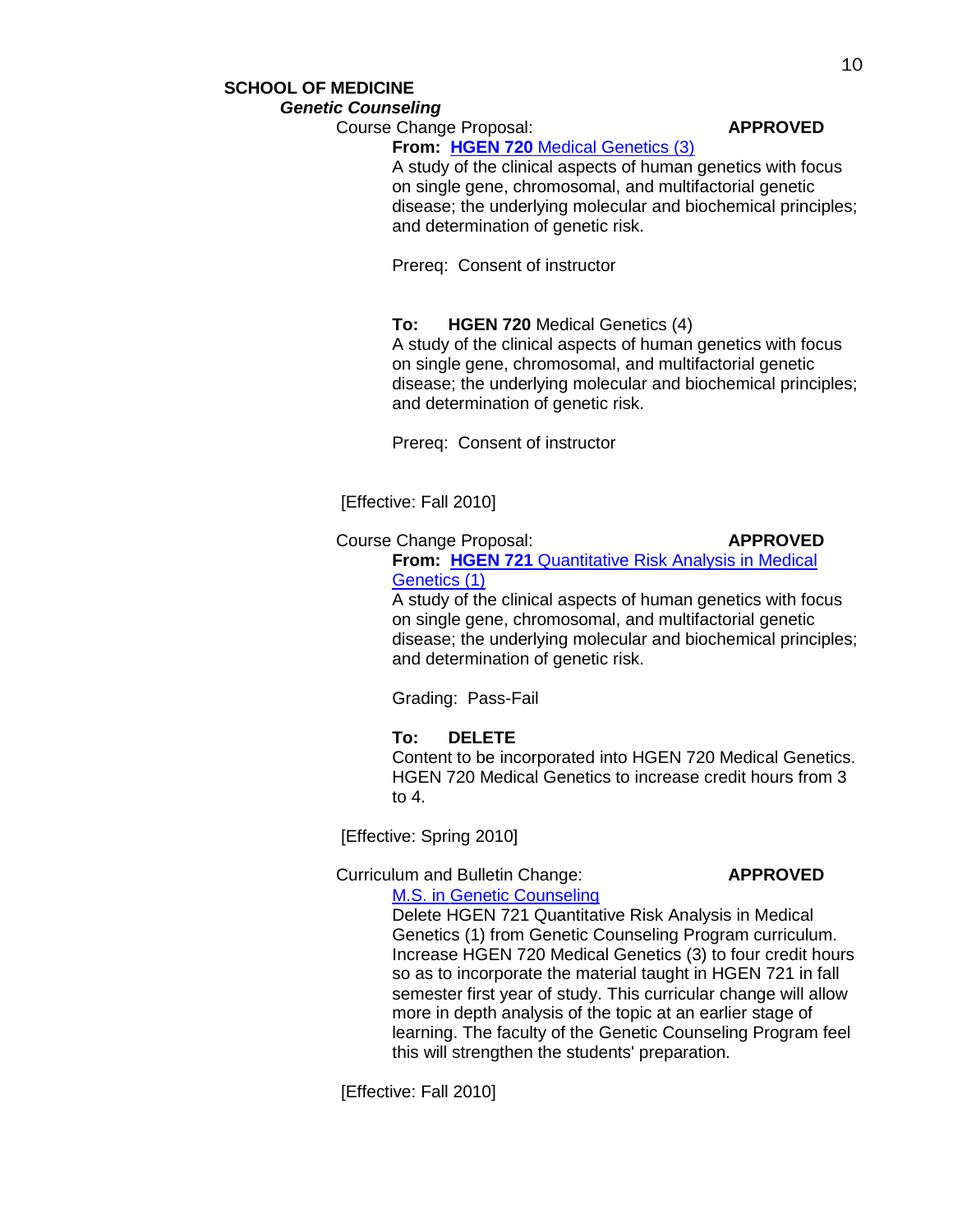**SCHOOL OF MEDICINE**

***Genetic Counseling***

Course Change Proposal: **APPROVED**

**From: HGEN 720** Medical Genetics (3)

A study of the clinical aspects of human genetics with focus on single gene, chromosomal, and multifactorial genetic disease; the underlying molecular and biochemical principles; and determination of genetic risk.

Prereq: Consent of instructor

**To: HGEN 720** Medical Genetics (4)

A study of the clinical aspects of human genetics with focus on single gene, chromosomal, and multifactorial genetic disease; the underlying molecular and biochemical principles; and determination of genetic risk.

Prereq: Consent of instructor

[Effective: Fall 2010]

Course Change Proposal: **APPROVED**

**From: HGEN 721** Quantitative Risk Analysis in Medical Genetics (1)

A study of the clinical aspects of human genetics with focus on single gene, chromosomal, and multifactorial genetic disease; the underlying molecular and biochemical principles; and determination of genetic risk.

Grading: Pass-Fail

**To: DELETE**

Content to be incorporated into HGEN 720 Medical Genetics. HGEN 720 Medical Genetics to increase credit hours from 3 to 4.

[Effective: Spring 2010]

Curriculum and Bulletin Change: **APPROVED**

M.S. in Genetic Counseling

Delete HGEN 721 Quantitative Risk Analysis in Medical Genetics (1) from Genetic Counseling Program curriculum. Increase HGEN 720 Medical Genetics (3) to four credit hours so as to incorporate the material taught in HGEN 721 in fall semester first year of study. This curricular change will allow more in depth analysis of the topic at an earlier stage of learning. The faculty of the Genetic Counseling Program feel this will strengthen the students' preparation.

[Effective: Fall 2010]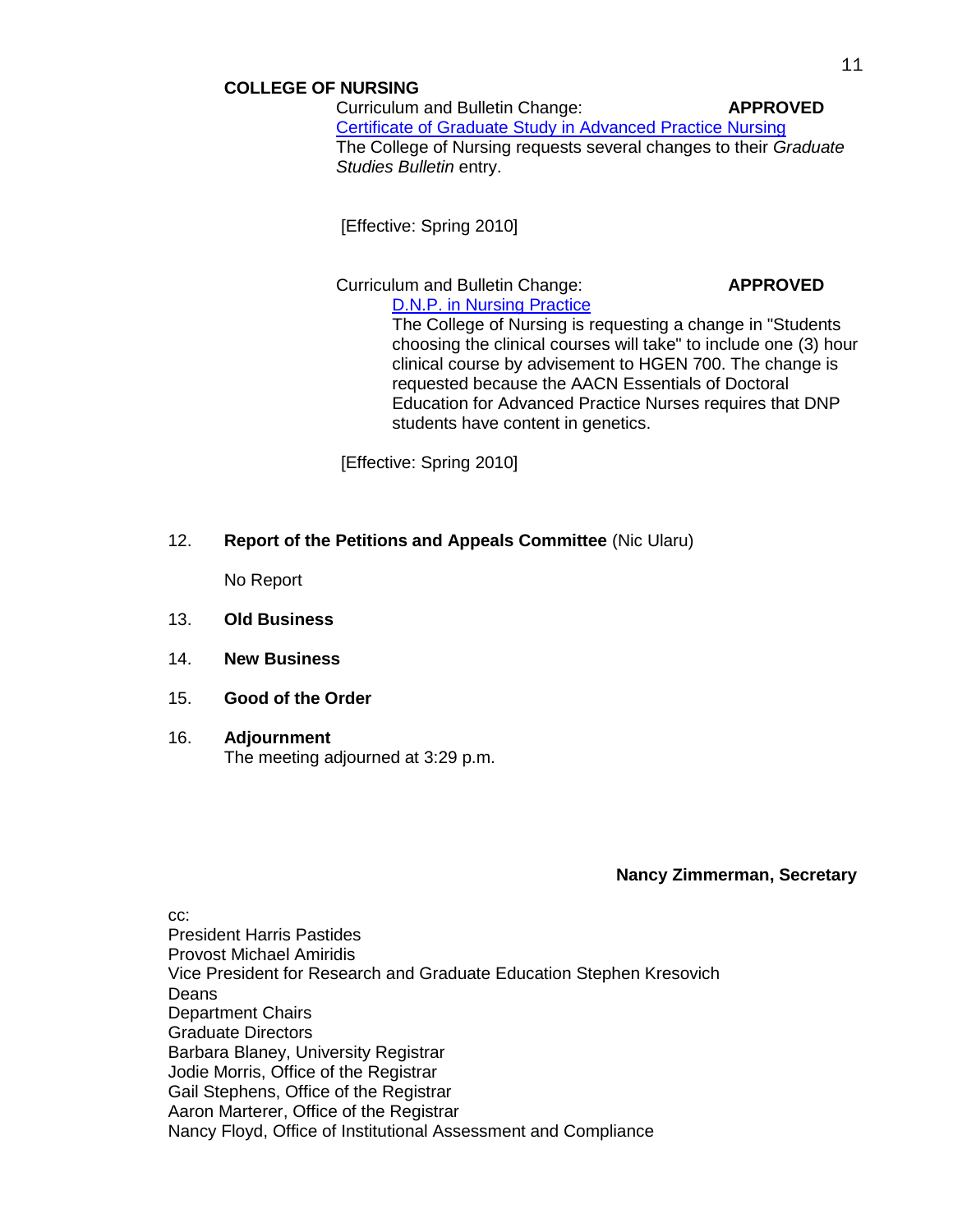**COLLEGE OF NURSING**

Curriculum and Bulletin Change: **APPROVED**

Certificate of Graduate Study in Advanced Practice Nursing

The College of Nursing requests several changes to their *Graduate Studies Bulletin* entry.

[Effective: Spring 2010]

Curriculum and Bulletin Change: **APPROVED**

D.N.P. in Nursing Practice

The College of Nursing is requesting a change in "Students choosing the clinical courses will take" to include one (3) hour clinical course by advisement to HGEN 700. The change is requested because the AACN Essentials of Doctoral Education for Advanced Practice Nurses requires that DNP students have content in genetics.

[Effective: Spring 2010]

12. **Report of the Petitions and Appeals Committee** (Nic Ularu)

    No Report

13. **Old Business**

14. **New Business**

15. **Good of the Order**

16. **Adjournment**

    The meeting adjourned at 3:29 p.m.

**Nancy Zimmerman, Secretary**

cc:
President Harris Pastides
Provost Michael Amiridis
Vice President for Research and Graduate Education Stephen Kresovich
Deans
Department Chairs
Graduate Directors
Barbara Blaney, University Registrar
Jodie Morris, Office of the Registrar
Gail Stephens, Office of the Registrar
Aaron Marterer, Office of the Registrar
Nancy Floyd, Office of Institutional Assessment and Compliance